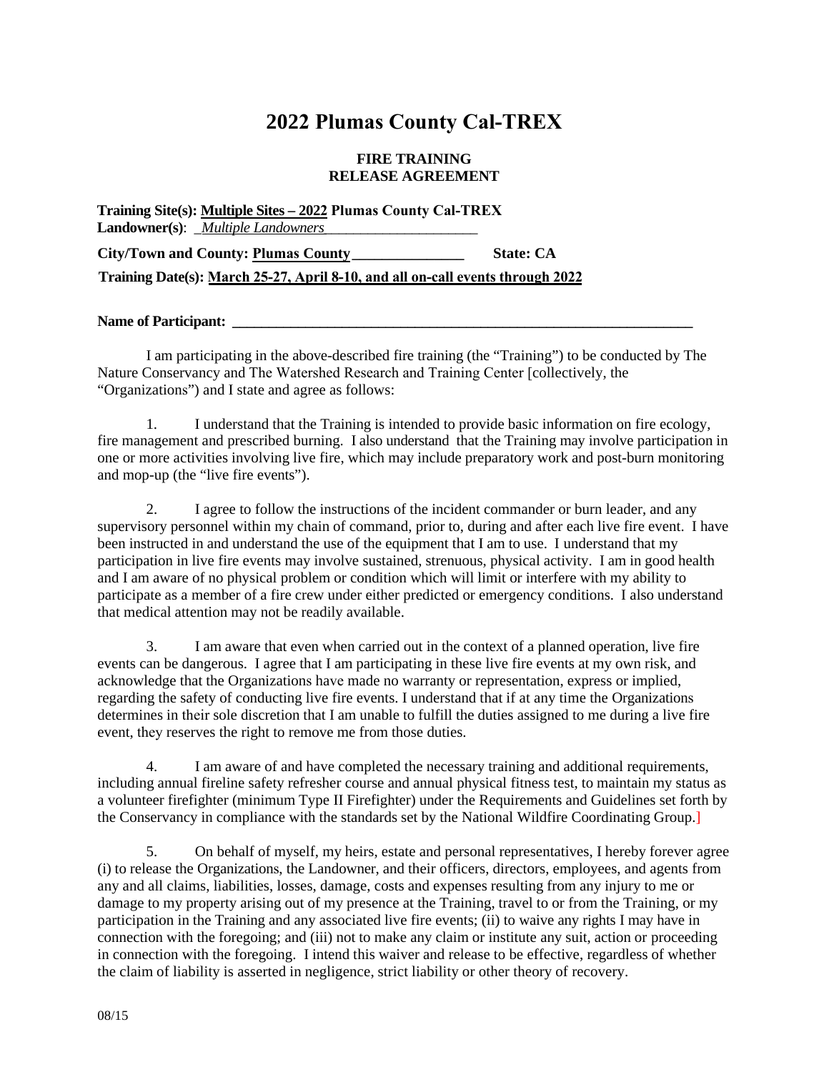# 2022 Plumas County Cal-TREX

## FIRE TRAINING
## RELEASE AGREEMENT

**Training Site(s): Multiple Sites – 2022 Plumas County Cal-TREX**
**Landowner(s)**: _*Multiple Landowners*_____________________

**City/Town and County: Plumas County_______________** **State: CA**

**Training Date(s): March 25-27, April 8-10, and all on-call events through 2022**

**Name of Participant: _________________________________________________________________**

I am participating in the above-described fire training (the "Training") to be conducted by The Nature Conservancy and The Watershed Research and Training Center [collectively, the "Organizations") and I state and agree as follows:

1. I understand that the Training is intended to provide basic information on fire ecology, fire management and prescribed burning. I also understand that the Training may involve participation in one or more activities involving live fire, which may include preparatory work and post-burn monitoring and mop-up (the "live fire events").

2. I agree to follow the instructions of the incident commander or burn leader, and any supervisory personnel within my chain of command, prior to, during and after each live fire event. I have been instructed in and understand the use of the equipment that I am to use. I understand that my participation in live fire events may involve sustained, strenuous, physical activity. I am in good health and I am aware of no physical problem or condition which will limit or interfere with my ability to participate as a member of a fire crew under either predicted or emergency conditions. I also understand that medical attention may not be readily available.

3. I am aware that even when carried out in the context of a planned operation, live fire events can be dangerous. I agree that I am participating in these live fire events at my own risk, and acknowledge that the Organizations have made no warranty or representation, express or implied, regarding the safety of conducting live fire events. I understand that if at any time the Organizations determines in their sole discretion that I am unable to fulfill the duties assigned to me during a live fire event, they reserves the right to remove me from those duties.

4. I am aware of and have completed the necessary training and additional requirements, including annual fireline safety refresher course and annual physical fitness test, to maintain my status as a volunteer firefighter (minimum Type II Firefighter) under the Requirements and Guidelines set forth by the Conservancy in compliance with the standards set by the National Wildfire Coordinating Group.]

5. On behalf of myself, my heirs, estate and personal representatives, I hereby forever agree (i) to release the Organizations, the Landowner, and their officers, directors, employees, and agents from any and all claims, liabilities, losses, damage, costs and expenses resulting from any injury to me or damage to my property arising out of my presence at the Training, travel to or from the Training, or my participation in the Training and any associated live fire events; (ii) to waive any rights I may have in connection with the foregoing; and (iii) not to make any claim or institute any suit, action or proceeding in connection with the foregoing. I intend this waiver and release to be effective, regardless of whether the claim of liability is asserted in negligence, strict liability or other theory of recovery.

08/15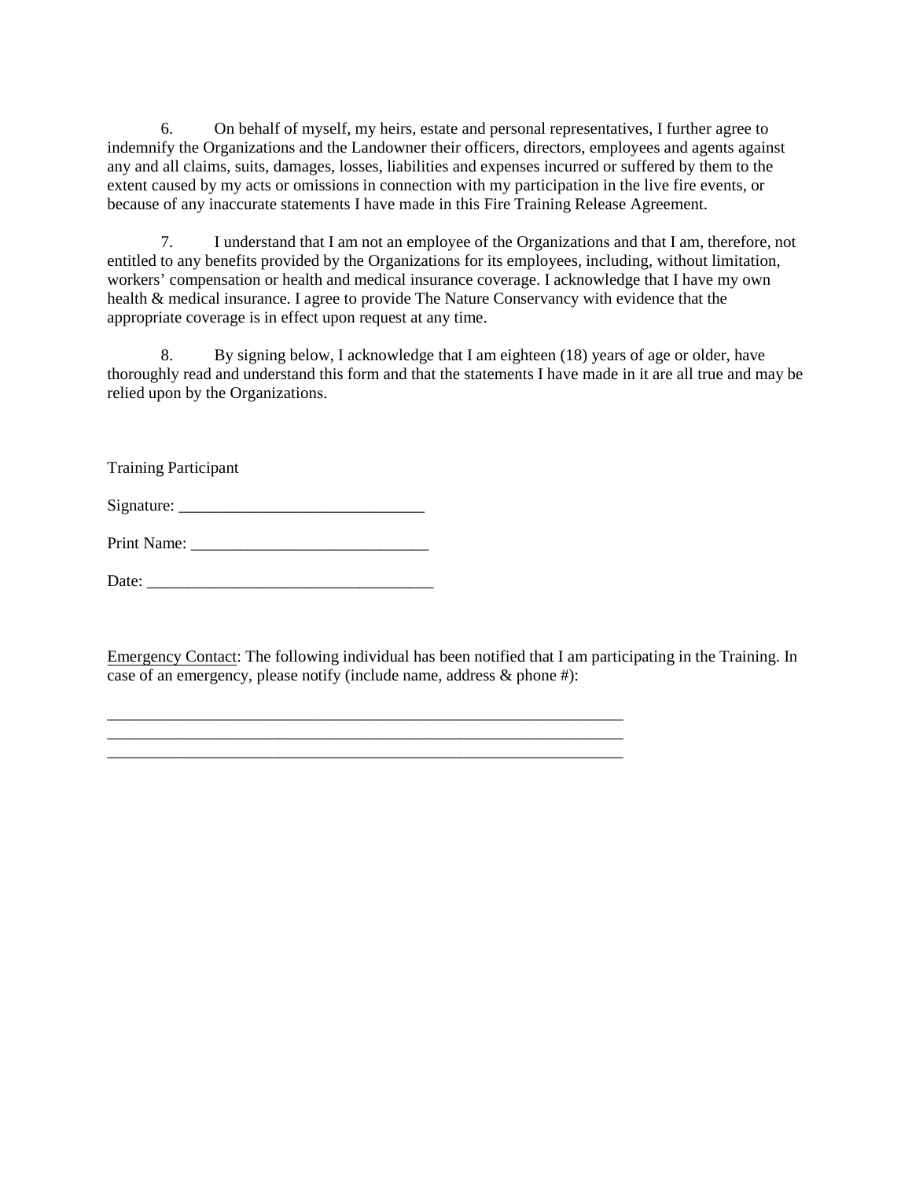6. On behalf of myself, my heirs, estate and personal representatives, I further agree to indemnify the Organizations and the Landowner their officers, directors, employees and agents against any and all claims, suits, damages, losses, liabilities and expenses incurred or suffered by them to the extent caused by my acts or omissions in connection with my participation in the live fire events, or because of any inaccurate statements I have made in this Fire Training Release Agreement.

7. I understand that I am not an employee of the Organizations and that I am, therefore, not entitled to any benefits provided by the Organizations for its employees, including, without limitation, workers' compensation or health and medical insurance coverage. I acknowledge that I have my own health & medical insurance. I agree to provide The Nature Conservancy with evidence that the appropriate coverage is in effect upon request at any time.

8. By signing below, I acknowledge that I am eighteen (18) years of age or older, have thoroughly read and understand this form and that the statements I have made in it are all true and may be relied upon by the Organizations.

Training Participant

Signature: ______________________________

Print Name: _____________________________

Date: ___________________________________

Emergency Contact: The following individual has been notified that I am participating in the Training. In case of an emergency, please notify (include name, address & phone #):

___________________________________________________________________
___________________________________________________________________
___________________________________________________________________